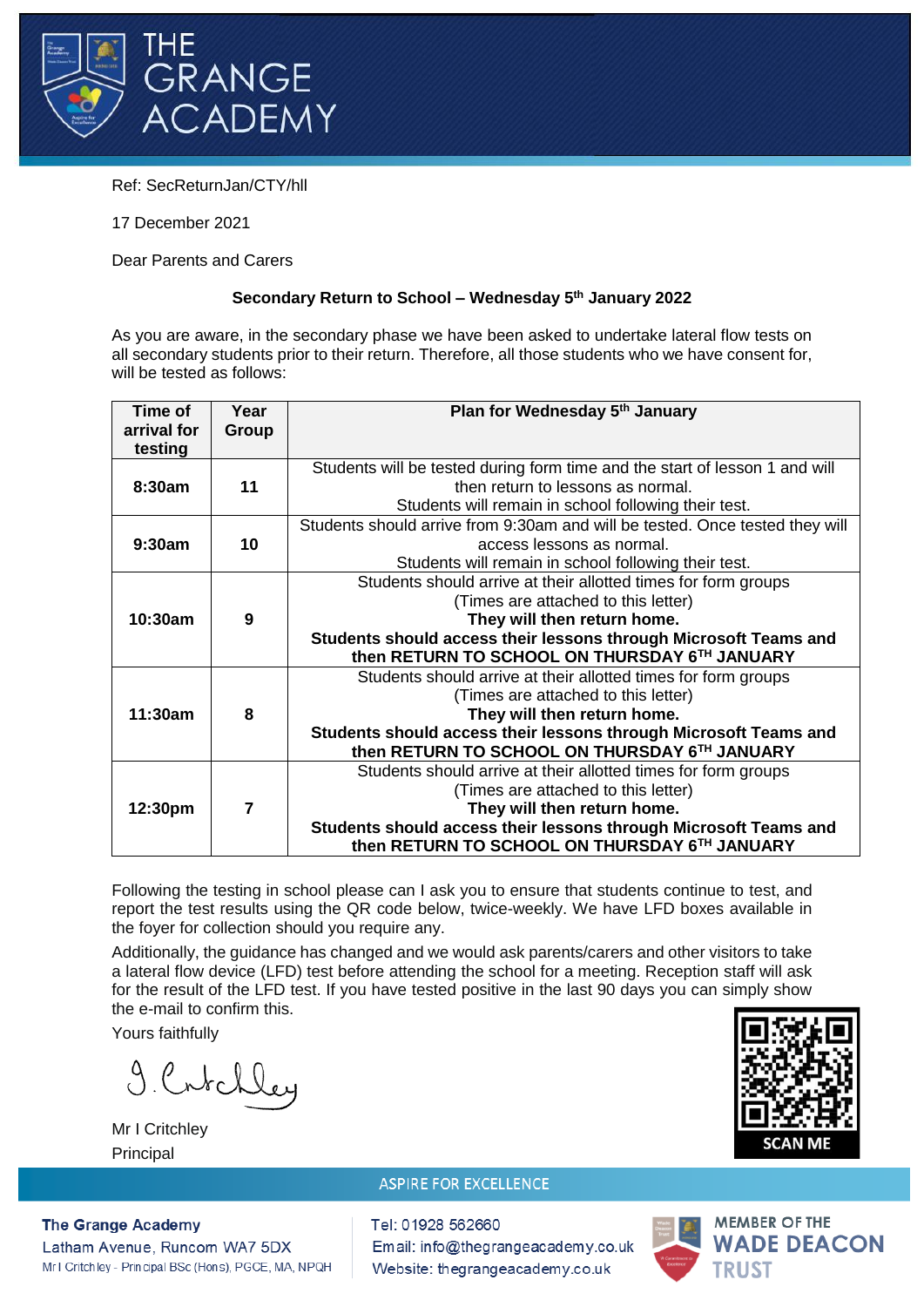# THE GRANGE ACADEMY

Ref: SecReturnJan/CTY/hll

17 December 2021

Dear Parents and Carers

**Secondary Return to School – Wednesday 5th January 2022**

As you are aware, in the secondary phase we have been asked to undertake lateral flow tests on all secondary students prior to their return. Therefore, all those students who we have consent for, will be tested as follows:

| Time of arrival for testing | Year Group | Plan for Wednesday 5th January |
|---|---|---|
| **8:30am** | **11** | Students will be tested during form time and the start of lesson 1 and will then return to lessons as normal. Students will remain in school following their test. |
| **9:30am** | **10** | Students should arrive from 9:30am and will be tested. Once tested they will access lessons as normal. Students will remain in school following their test. |
| **10:30am** | **9** | Students should arrive at their allotted times for form groups (Times are attached to this letter) **They will then return home. Students should access their lessons through Microsoft Teams and then RETURN TO SCHOOL ON THURSDAY 6TH JANUARY** |
| **11:30am** | **8** | Students should arrive at their allotted times for form groups (Times are attached to this letter) **They will then return home. Students should access their lessons through Microsoft Teams and then RETURN TO SCHOOL ON THURSDAY 6TH JANUARY** |
| **12:30pm** | **7** | Students should arrive at their allotted times for form groups (Times are attached to this letter) **They will then return home. Students should access their lessons through Microsoft Teams and then RETURN TO SCHOOL ON THURSDAY 6TH JANUARY** |

Following the testing in school please can I ask you to ensure that students continue to test, and report the test results using the QR code below, twice-weekly. We have LFD boxes available in the foyer for collection should you require any.

Additionally, the guidance has changed and we would ask parents/carers and other visitors to take a lateral flow device (LFD) test before attending the school for a meeting. Reception staff will ask for the result of the LFD test. If you have tested positive in the last 90 days you can simply show the e-mail to confirm this.

Yours faithfully

Mr I Critchley
Principal

SCAN ME

ASPIRE FOR EXCELLENCE

The Grange Academy
Latham Avenue, Runcorn WA7 5DX
Mr I Critchley - Principal BSc (Hons), PGCE, MA, NPQH

Tel: 01928 562660
Email: info@thegrangeacademy.co.uk
Website: thegrangeacademy.co.uk

MEMBER OF THE WADE DEACON TRUST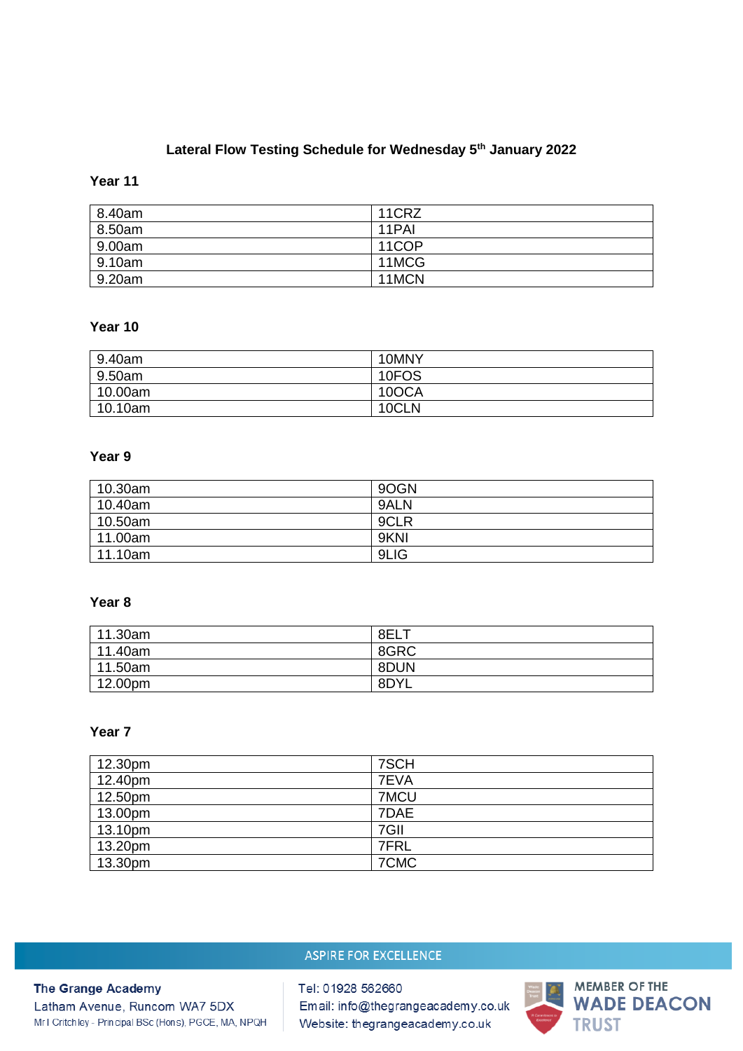**Lateral Flow Testing Schedule for Wednesday 5th January 2022**

**Year 11**

| | |
|---|---|
| 8.40am | 11CRZ |
| 8.50am | 11PAI |
| 9.00am | 11COP |
| 9.10am | 11MCG |
| 9.20am | 11MCN |

**Year 10**

| | |
|---|---|
| 9.40am | 10MNY |
| 9.50am | 10FOS |
| 10.00am | 10OCA |
| 10.10am | 10CLN |

**Year 9**

| | |
|---|---|
| 10.30am | 9OGN |
| 10.40am | 9ALN |
| 10.50am | 9CLR |
| 11.00am | 9KNI |
| 11.10am | 9LIG |

**Year 8**

| | |
|---|---|
| 11.30am | 8ELT |
| 11.40am | 8GRC |
| 11.50am | 8DUN |
| 12.00pm | 8DYL |

**Year 7**

| | |
|---|---|
| 12.30pm | 7SCH |
| 12.40pm | 7EVA |
| 12.50pm | 7MCU |
| 13.00pm | 7DAE |
| 13.10pm | 7GII |
| 13.20pm | 7FRL |
| 13.30pm | 7CMC |

ASPIRE FOR EXCELLENCE

**The Grange Academy**
Latham Avenue, Runcorn WA7 5DX
Mr I Critchley - Principal BSc (Hons), PGCE, MA, NPQH

Tel: 01928 562660
Email: info@thegrangeacademy.co.uk
Website: thegrangeacademy.co.uk

MEMBER OF THE WADE DEACON TRUST